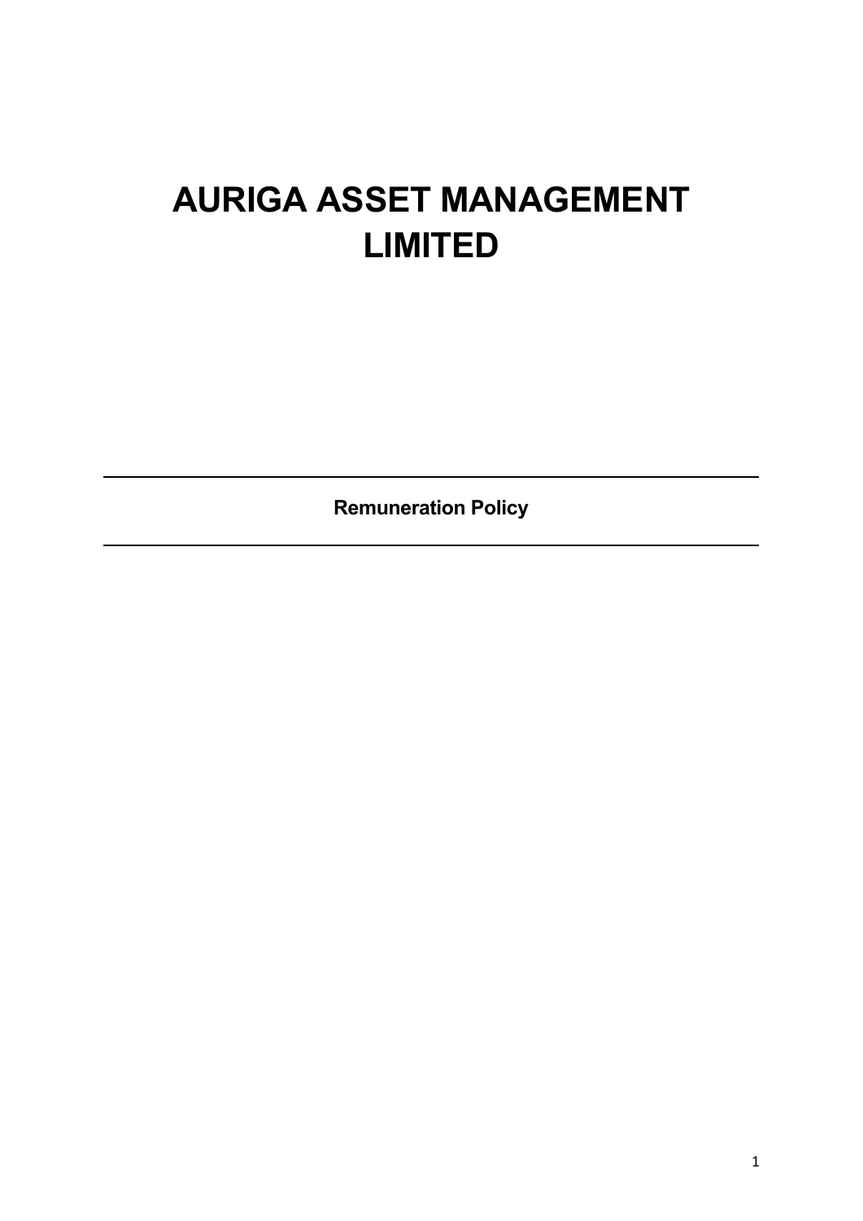# AURIGA ASSET MANAGEMENT LIMITED

---

**Remuneration Policy**

---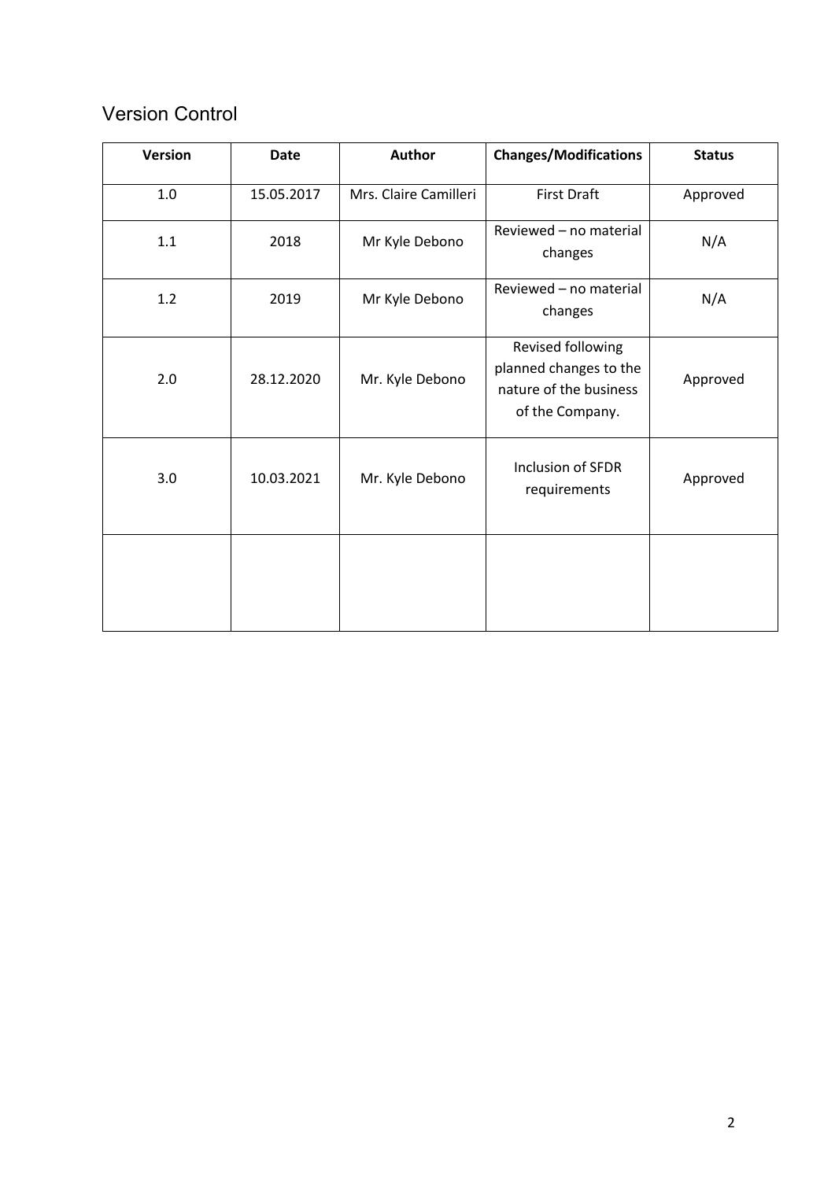## Version Control

| Version | Date | Author | Changes/Modifications | Status |
|---|---|---|---|---|
| 1.0 | 15.05.2017 | Mrs. Claire Camilleri | First Draft | Approved |
| 1.1 | 2018 | Mr Kyle Debono | Reviewed – no material changes | N/A |
| 1.2 | 2019 | Mr Kyle Debono | Reviewed – no material changes | N/A |
| 2.0 | 28.12.2020 | Mr. Kyle Debono | Revised following planned changes to the nature of the business of the Company. | Approved |
| 3.0 | 10.03.2021 | Mr. Kyle Debono | Inclusion of SFDR requirements | Approved |
| | | | | |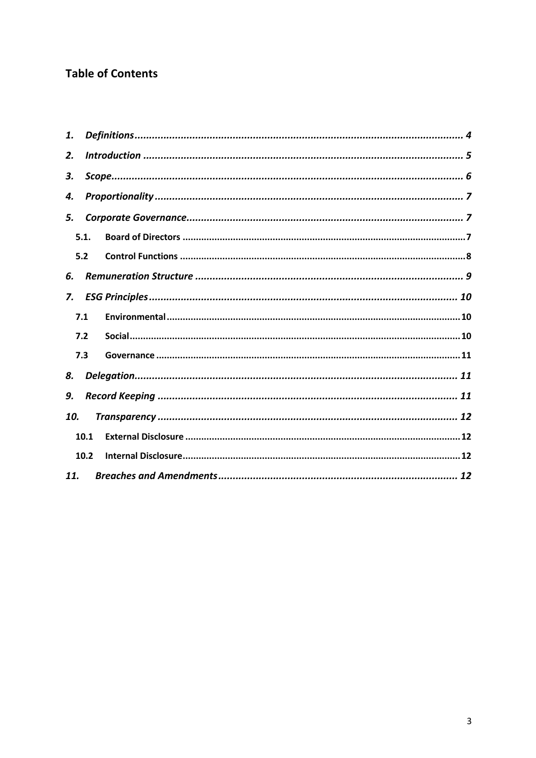## Table of Contents

1. *Definitions* ........ 4
2. *Introduction* ........ 5
3. *Scope* ........ 6
4. *Proportionality* ........ 7
5. *Corporate Governance* ........ 7
   - 5.1. **Board of Directors** ........ 7
   - 5.2 **Control Functions** ........ 8
6. *Remuneration Structure* ........ 9
7. *ESG Principles* ........ 10
   - 7.1 **Environmental** ........ 10
   - 7.2 **Social** ........ 10
   - 7.3 **Governance** ........ 11
8. *Delegation* ........ 11
9. *Record Keeping* ........ 11
10. *Transparency* ........ 12
    - 10.1 **External Disclosure** ........ 12
    - 10.2 **Internal Disclosure** ........ 12
11. *Breaches and Amendments* ........ 12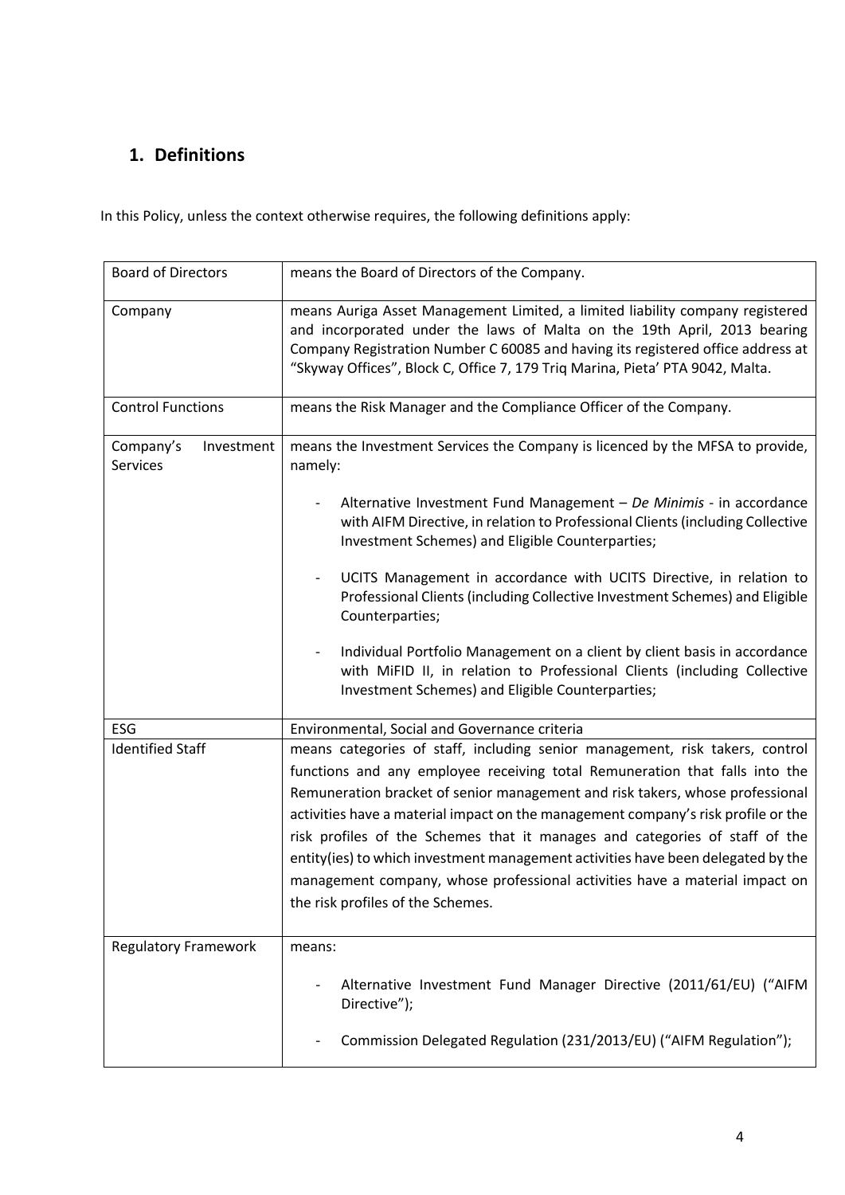## 1. Definitions

In this Policy, unless the context otherwise requires, the following definitions apply:

| | |
|---|---|
| Board of Directors | means the Board of Directors of the Company. |
| Company | means Auriga Asset Management Limited, a limited liability company registered and incorporated under the laws of Malta on the 19th April, 2013 bearing Company Registration Number C 60085 and having its registered office address at "Skyway Offices", Block C, Office 7, 179 Triq Marina, Pieta' PTA 9042, Malta. |
| Control Functions | means the Risk Manager and the Compliance Officer of the Company. |
| Company's Investment Services | means the Investment Services the Company is licenced by the MFSA to provide, namely:<br>- Alternative Investment Fund Management – *De Minimis* - in accordance with AIFM Directive, in relation to Professional Clients (including Collective Investment Schemes) and Eligible Counterparties;<br>- UCITS Management in accordance with UCITS Directive, in relation to Professional Clients (including Collective Investment Schemes) and Eligible Counterparties;<br>- Individual Portfolio Management on a client by client basis in accordance with MiFID II, in relation to Professional Clients (including Collective Investment Schemes) and Eligible Counterparties; |
| ESG | Environmental, Social and Governance criteria |
| Identified Staff | means categories of staff, including senior management, risk takers, control functions and any employee receiving total Remuneration that falls into the Remuneration bracket of senior management and risk takers, whose professional activities have a material impact on the management company's risk profile or the risk profiles of the Schemes that it manages and categories of staff of the entity(ies) to which investment management activities have been delegated by the management company, whose professional activities have a material impact on the risk profiles of the Schemes. |
| Regulatory Framework | means:<br>- Alternative Investment Fund Manager Directive (2011/61/EU) ("AIFM Directive");<br>- Commission Delegated Regulation (231/2013/EU) ("AIFM Regulation"); |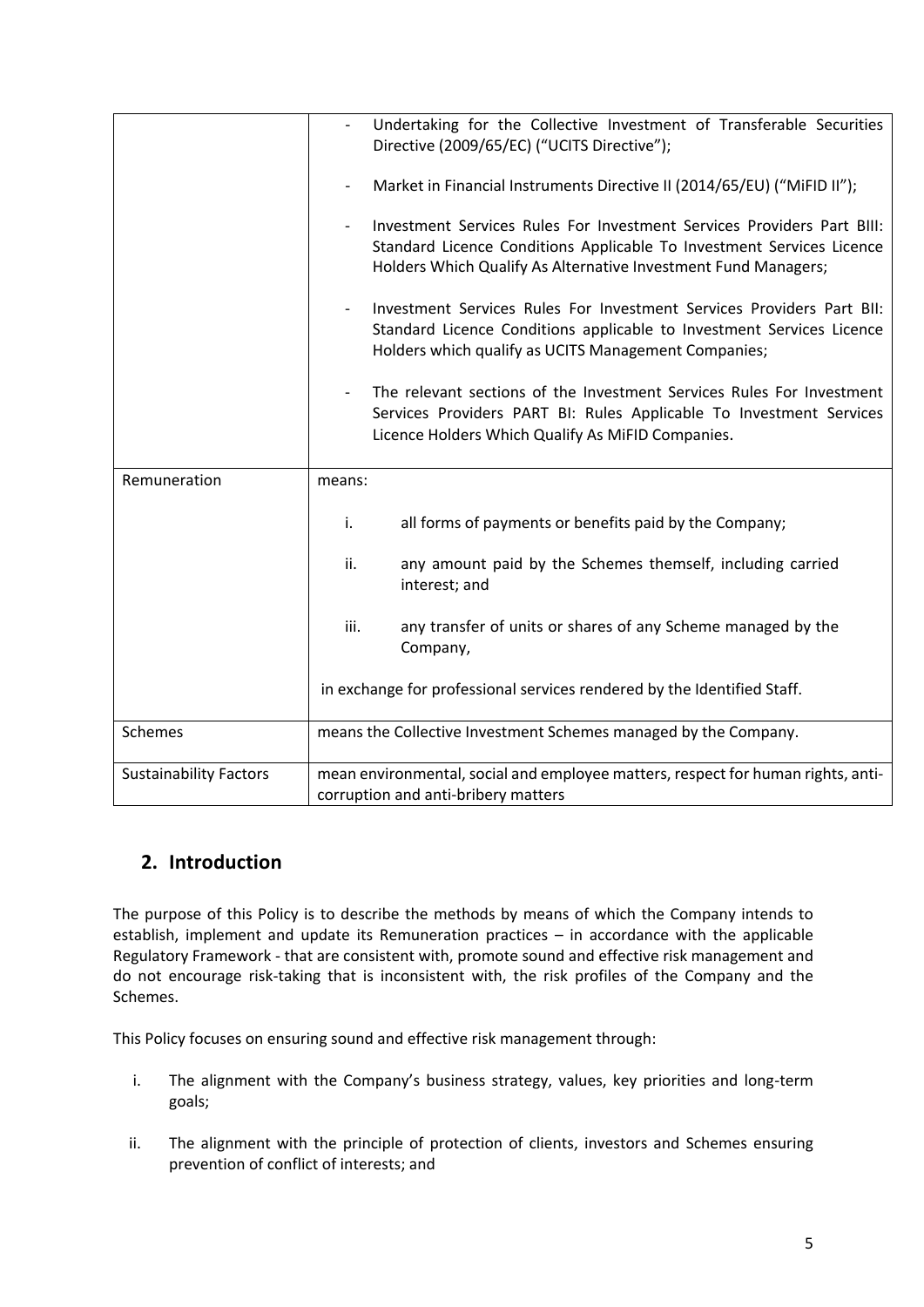| | |
|---|---|
| | - Undertaking for the Collective Investment of Transferable Securities Directive (2009/65/EC) ("UCITS Directive");<br><br>- Market in Financial Instruments Directive II (2014/65/EU) ("MiFID II");<br><br>- Investment Services Rules For Investment Services Providers Part BIII: Standard Licence Conditions Applicable To Investment Services Licence Holders Which Qualify As Alternative Investment Fund Managers;<br><br>- Investment Services Rules For Investment Services Providers Part BII: Standard Licence Conditions applicable to Investment Services Licence Holders which qualify as UCITS Management Companies;<br><br>- The relevant sections of the Investment Services Rules For Investment Services Providers PART BI: Rules Applicable To Investment Services Licence Holders Which Qualify As MiFID Companies. |
| Remuneration | means:<br><br>i. all forms of payments or benefits paid by the Company;<br><br>ii. any amount paid by the Schemes themself, including carried interest; and<br><br>iii. any transfer of units or shares of any Scheme managed by the Company,<br><br>in exchange for professional services rendered by the Identified Staff. |
| Schemes | means the Collective Investment Schemes managed by the Company. |
| Sustainability Factors | mean environmental, social and employee matters, respect for human rights, anti-corruption and anti-bribery matters |

## 2. Introduction

The purpose of this Policy is to describe the methods by means of which the Company intends to establish, implement and update its Remuneration practices – in accordance with the applicable Regulatory Framework - that are consistent with, promote sound and effective risk management and do not encourage risk-taking that is inconsistent with, the risk profiles of the Company and the Schemes.

This Policy focuses on ensuring sound and effective risk management through:

i. The alignment with the Company's business strategy, values, key priorities and long-term goals;

ii. The alignment with the principle of protection of clients, investors and Schemes ensuring prevention of conflict of interests; and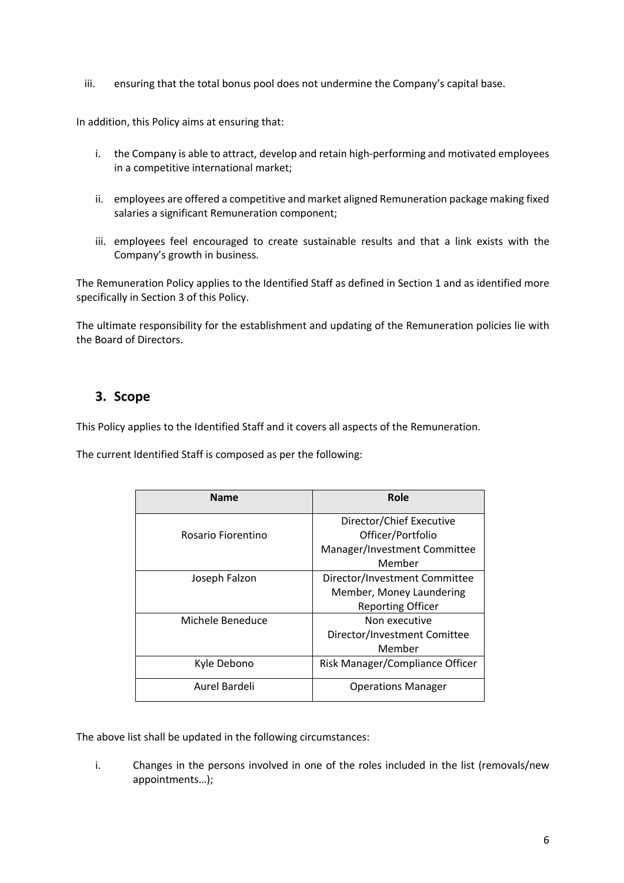iii. ensuring that the total bonus pool does not undermine the Company's capital base.

In addition, this Policy aims at ensuring that:

i. the Company is able to attract, develop and retain high-performing and motivated employees in a competitive international market;

ii. employees are offered a competitive and market aligned Remuneration package making fixed salaries a significant Remuneration component;

iii. employees feel encouraged to create sustainable results and that a link exists with the Company's growth in business.

The Remuneration Policy applies to the Identified Staff as defined in Section 1 and as identified more specifically in Section 3 of this Policy.

The ultimate responsibility for the establishment and updating of the Remuneration policies lie with the Board of Directors.

## 3. Scope

This Policy applies to the Identified Staff and it covers all aspects of the Remuneration.

The current Identified Staff is composed as per the following:

| Name | Role |
|---|---|
| Rosario Fiorentino | Director/Chief Executive Officer/Portfolio Manager/Investment Committee Member |
| Joseph Falzon | Director/Investment Committee Member, Money Laundering Reporting Officer |
| Michele Beneduce | Non executive Director/Investment Comittee Member |
| Kyle Debono | Risk Manager/Compliance Officer |
| Aurel Bardeli | Operations Manager |

The above list shall be updated in the following circumstances:

i. Changes in the persons involved in one of the roles included in the list (removals/new appointments…);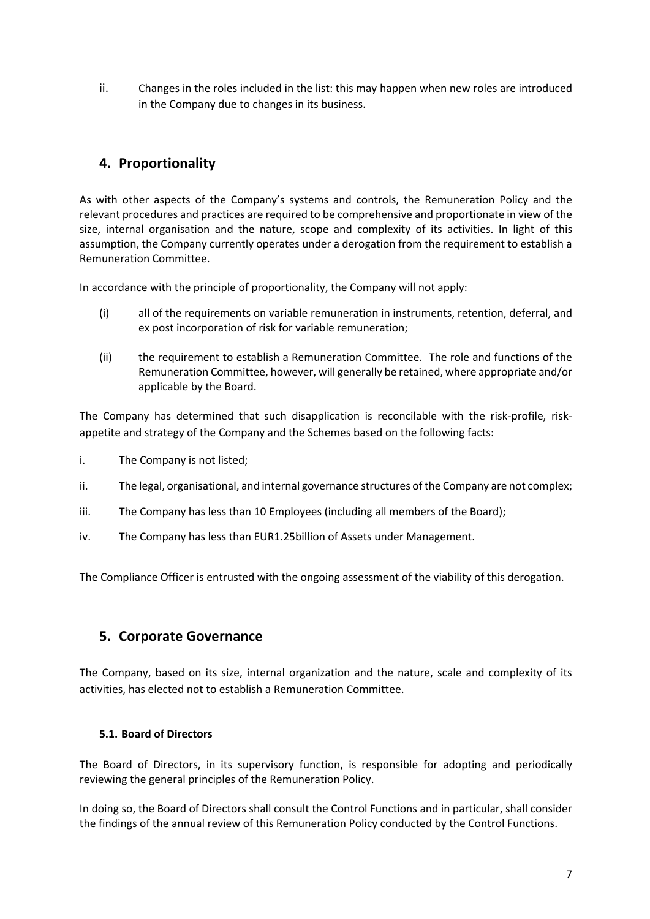ii. Changes in the roles included in the list: this may happen when new roles are introduced in the Company due to changes in its business.

## 4. Proportionality

As with other aspects of the Company's systems and controls, the Remuneration Policy and the relevant procedures and practices are required to be comprehensive and proportionate in view of the size, internal organisation and the nature, scope and complexity of its activities. In light of this assumption, the Company currently operates under a derogation from the requirement to establish a Remuneration Committee.

In accordance with the principle of proportionality, the Company will not apply:

(i) all of the requirements on variable remuneration in instruments, retention, deferral, and ex post incorporation of risk for variable remuneration;

(ii) the requirement to establish a Remuneration Committee. The role and functions of the Remuneration Committee, however, will generally be retained, where appropriate and/or applicable by the Board.

The Company has determined that such disapplication is reconcilable with the risk-profile, risk-appetite and strategy of the Company and the Schemes based on the following facts:

i. The Company is not listed;

ii. The legal, organisational, and internal governance structures of the Company are not complex;

iii. The Company has less than 10 Employees (including all members of the Board);

iv. The Company has less than EUR1.25billion of Assets under Management.

The Compliance Officer is entrusted with the ongoing assessment of the viability of this derogation.

## 5. Corporate Governance

The Company, based on its size, internal organization and the nature, scale and complexity of its activities, has elected not to establish a Remuneration Committee.

### 5.1. Board of Directors

The Board of Directors, in its supervisory function, is responsible for adopting and periodically reviewing the general principles of the Remuneration Policy.

In doing so, the Board of Directors shall consult the Control Functions and in particular, shall consider the findings of the annual review of this Remuneration Policy conducted by the Control Functions.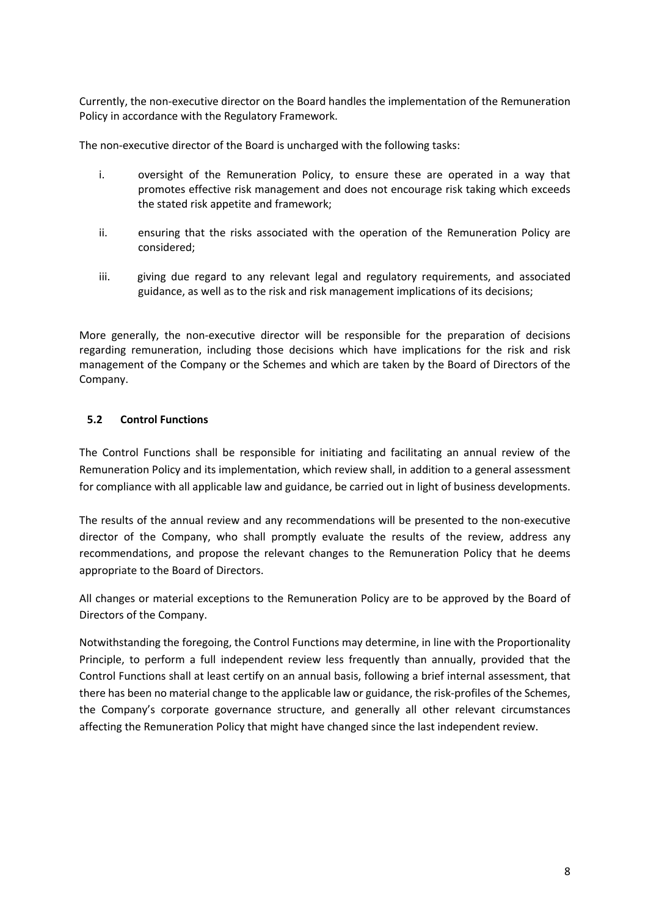Currently, the non-executive director on the Board handles the implementation of the Remuneration Policy in accordance with the Regulatory Framework.

The non-executive director of the Board is uncharged with the following tasks:

i. oversight of the Remuneration Policy, to ensure these are operated in a way that promotes effective risk management and does not encourage risk taking which exceeds the stated risk appetite and framework;

ii. ensuring that the risks associated with the operation of the Remuneration Policy are considered;

iii. giving due regard to any relevant legal and regulatory requirements, and associated guidance, as well as to the risk and risk management implications of its decisions;

More generally, the non-executive director will be responsible for the preparation of decisions regarding remuneration, including those decisions which have implications for the risk and risk management of the Company or the Schemes and which are taken by the Board of Directors of the Company.

### 5.2 Control Functions

The Control Functions shall be responsible for initiating and facilitating an annual review of the Remuneration Policy and its implementation, which review shall, in addition to a general assessment for compliance with all applicable law and guidance, be carried out in light of business developments.

The results of the annual review and any recommendations will be presented to the non-executive director of the Company, who shall promptly evaluate the results of the review, address any recommendations, and propose the relevant changes to the Remuneration Policy that he deems appropriate to the Board of Directors.

All changes or material exceptions to the Remuneration Policy are to be approved by the Board of Directors of the Company.

Notwithstanding the foregoing, the Control Functions may determine, in line with the Proportionality Principle, to perform a full independent review less frequently than annually, provided that the Control Functions shall at least certify on an annual basis, following a brief internal assessment, that there has been no material change to the applicable law or guidance, the risk-profiles of the Schemes, the Company's corporate governance structure, and generally all other relevant circumstances affecting the Remuneration Policy that might have changed since the last independent review.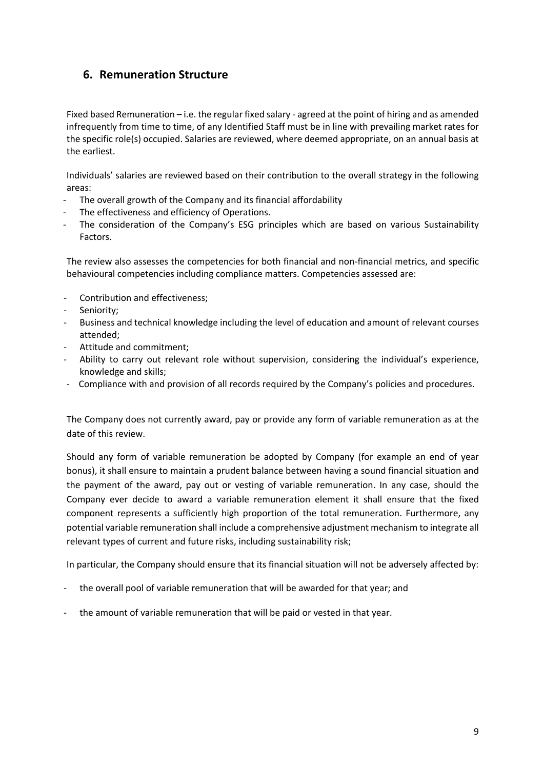## 6. Remuneration Structure

Fixed based Remuneration – i.e. the regular fixed salary - agreed at the point of hiring and as amended infrequently from time to time, of any Identified Staff must be in line with prevailing market rates for the specific role(s) occupied. Salaries are reviewed, where deemed appropriate, on an annual basis at the earliest.

Individuals' salaries are reviewed based on their contribution to the overall strategy in the following areas:

- The overall growth of the Company and its financial affordability
- The effectiveness and efficiency of Operations.
- The consideration of the Company's ESG principles which are based on various Sustainability Factors.

The review also assesses the competencies for both financial and non-financial metrics, and specific behavioural competencies including compliance matters. Competencies assessed are:

- Contribution and effectiveness;
- Seniority;
- Business and technical knowledge including the level of education and amount of relevant courses attended;
- Attitude and commitment;
- Ability to carry out relevant role without supervision, considering the individual's experience, knowledge and skills;
- Compliance with and provision of all records required by the Company's policies and procedures.

The Company does not currently award, pay or provide any form of variable remuneration as at the date of this review.

Should any form of variable remuneration be adopted by Company (for example an end of year bonus), it shall ensure to maintain a prudent balance between having a sound financial situation and the payment of the award, pay out or vesting of variable remuneration. In any case, should the Company ever decide to award a variable remuneration element it shall ensure that the fixed component represents a sufficiently high proportion of the total remuneration. Furthermore, any potential variable remuneration shall include a comprehensive adjustment mechanism to integrate all relevant types of current and future risks, including sustainability risk;

In particular, the Company should ensure that its financial situation will not be adversely affected by:

- the overall pool of variable remuneration that will be awarded for that year; and
- the amount of variable remuneration that will be paid or vested in that year.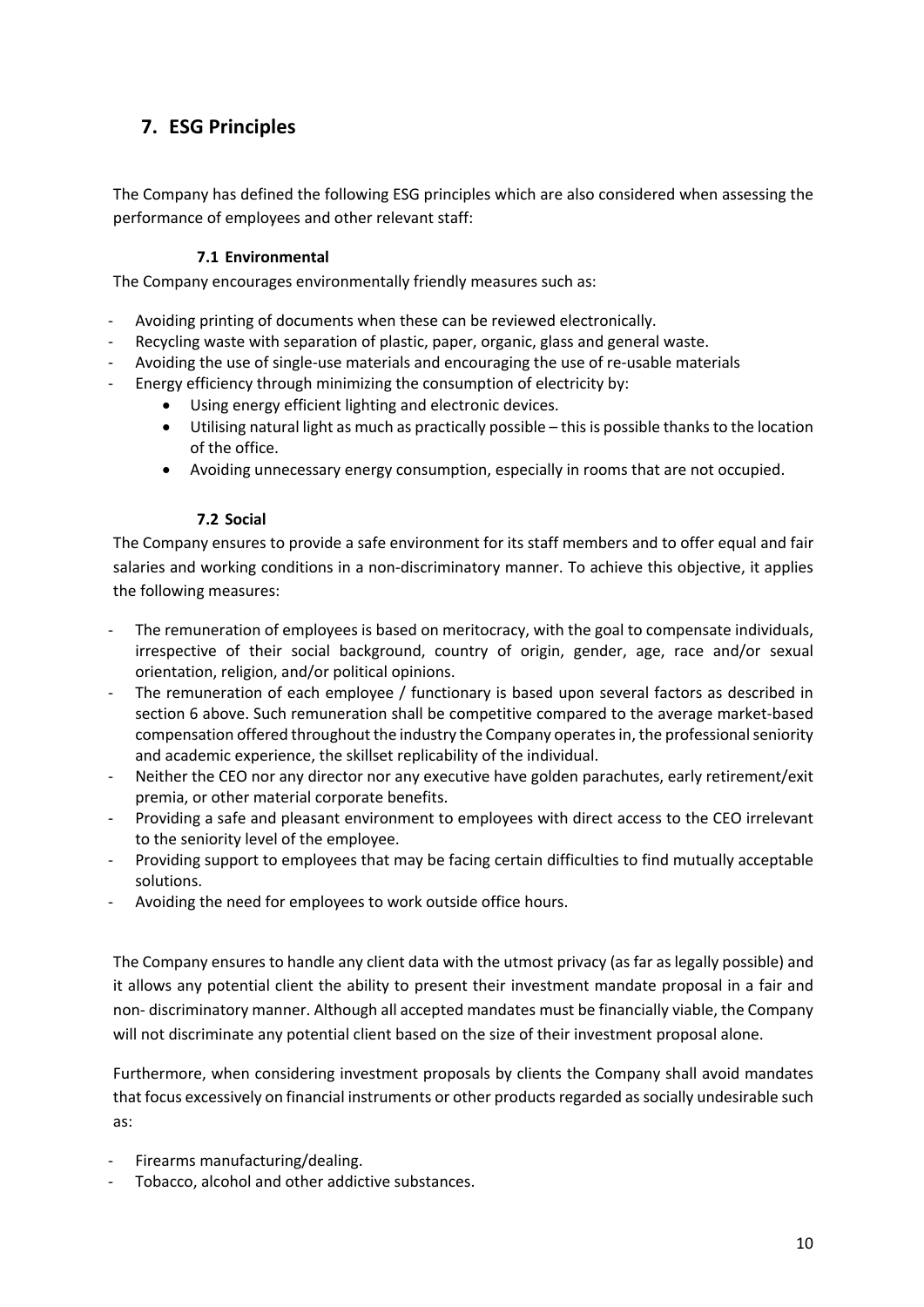## 7. ESG Principles

The Company has defined the following ESG principles which are also considered when assessing the performance of employees and other relevant staff:

### 7.1 Environmental

The Company encourages environmentally friendly measures such as:

- Avoiding printing of documents when these can be reviewed electronically.
- Recycling waste with separation of plastic, paper, organic, glass and general waste.
- Avoiding the use of single-use materials and encouraging the use of re-usable materials
- Energy efficiency through minimizing the consumption of electricity by:
    - Using energy efficient lighting and electronic devices.
    - Utilising natural light as much as practically possible – this is possible thanks to the location of the office.
    - Avoiding unnecessary energy consumption, especially in rooms that are not occupied.

### 7.2 Social

The Company ensures to provide a safe environment for its staff members and to offer equal and fair salaries and working conditions in a non-discriminatory manner. To achieve this objective, it applies the following measures:

- The remuneration of employees is based on meritocracy, with the goal to compensate individuals, irrespective of their social background, country of origin, gender, age, race and/or sexual orientation, religion, and/or political opinions.
- The remuneration of each employee / functionary is based upon several factors as described in section 6 above. Such remuneration shall be competitive compared to the average market-based compensation offered throughout the industry the Company operates in, the professional seniority and academic experience, the skillset replicability of the individual.
- Neither the CEO nor any director nor any executive have golden parachutes, early retirement/exit premia, or other material corporate benefits.
- Providing a safe and pleasant environment to employees with direct access to the CEO irrelevant to the seniority level of the employee.
- Providing support to employees that may be facing certain difficulties to find mutually acceptable solutions.
- Avoiding the need for employees to work outside office hours.

The Company ensures to handle any client data with the utmost privacy (as far as legally possible) and it allows any potential client the ability to present their investment mandate proposal in a fair and non- discriminatory manner. Although all accepted mandates must be financially viable, the Company will not discriminate any potential client based on the size of their investment proposal alone.

Furthermore, when considering investment proposals by clients the Company shall avoid mandates that focus excessively on financial instruments or other products regarded as socially undesirable such as:

- Firearms manufacturing/dealing.
- Tobacco, alcohol and other addictive substances.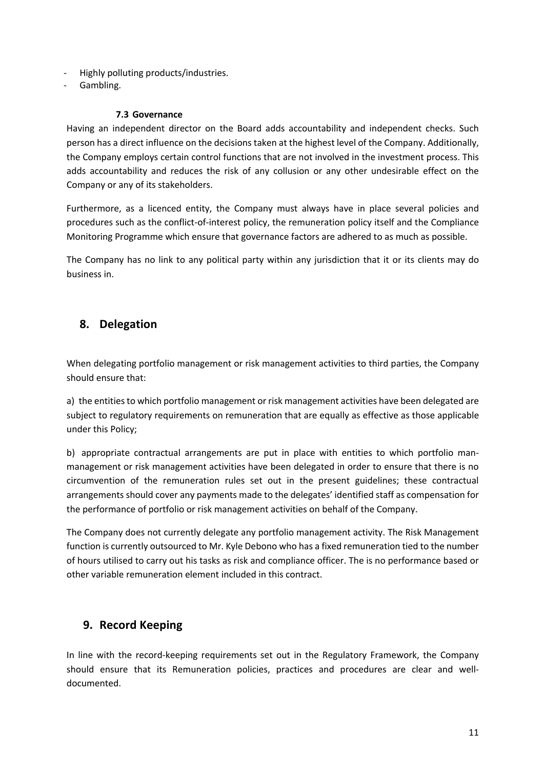- Highly polluting products/industries.
- Gambling.

### 7.3 Governance

Having an independent director on the Board adds accountability and independent checks. Such person has a direct influence on the decisions taken at the highest level of the Company. Additionally, the Company employs certain control functions that are not involved in the investment process. This adds accountability and reduces the risk of any collusion or any other undesirable effect on the Company or any of its stakeholders.

Furthermore, as a licenced entity, the Company must always have in place several policies and procedures such as the conflict-of-interest policy, the remuneration policy itself and the Compliance Monitoring Programme which ensure that governance factors are adhered to as much as possible.

The Company has no link to any political party within any jurisdiction that it or its clients may do business in.

## 8. Delegation

When delegating portfolio management or risk management activities to third parties, the Company should ensure that:

a) the entities to which portfolio management or risk management activities have been delegated are subject to regulatory requirements on remuneration that are equally as effective as those applicable under this Policy;

b) appropriate contractual arrangements are put in place with entities to which portfolio man-management or risk management activities have been delegated in order to ensure that there is no circumvention of the remuneration rules set out in the present guidelines; these contractual arrangements should cover any payments made to the delegates' identified staff as compensation for the performance of portfolio or risk management activities on behalf of the Company.

The Company does not currently delegate any portfolio management activity. The Risk Management function is currently outsourced to Mr. Kyle Debono who has a fixed remuneration tied to the number of hours utilised to carry out his tasks as risk and compliance officer. The is no performance based or other variable remuneration element included in this contract.

## 9. Record Keeping

In line with the record-keeping requirements set out in the Regulatory Framework, the Company should ensure that its Remuneration policies, practices and procedures are clear and well-documented.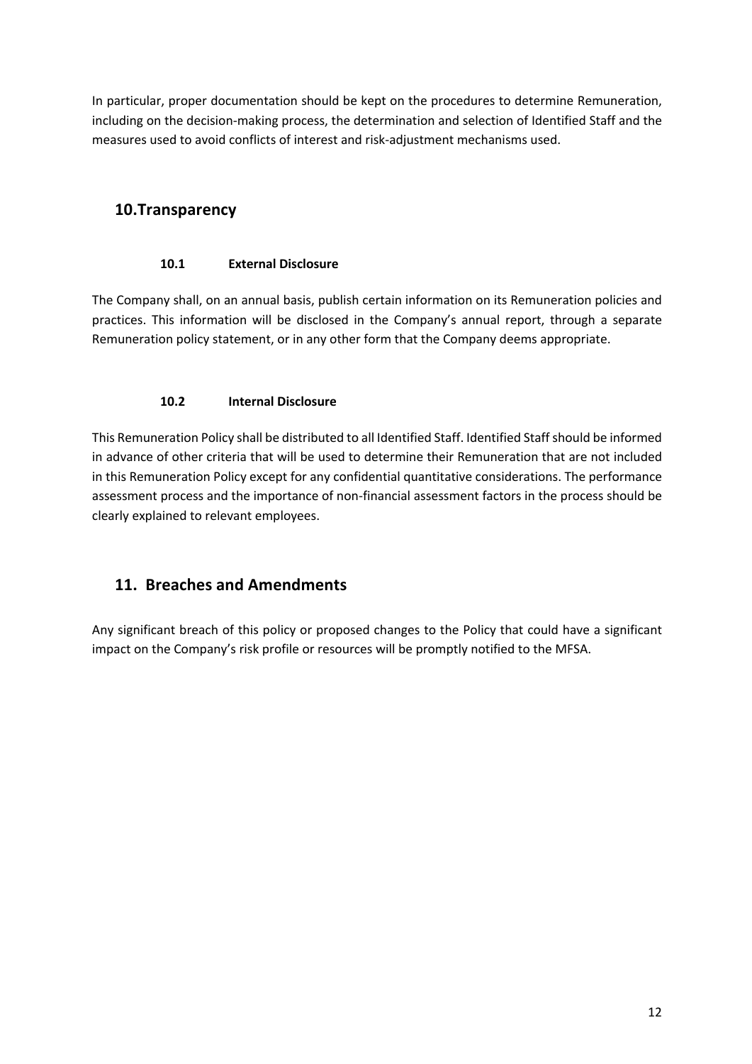In particular, proper documentation should be kept on the procedures to determine Remuneration, including on the decision-making process, the determination and selection of Identified Staff and the measures used to avoid conflicts of interest and risk-adjustment mechanisms used.

## 10.Transparency

### 10.1 External Disclosure

The Company shall, on an annual basis, publish certain information on its Remuneration policies and practices. This information will be disclosed in the Company's annual report, through a separate Remuneration policy statement, or in any other form that the Company deems appropriate.

### 10.2 Internal Disclosure

This Remuneration Policy shall be distributed to all Identified Staff. Identified Staff should be informed in advance of other criteria that will be used to determine their Remuneration that are not included in this Remuneration Policy except for any confidential quantitative considerations. The performance assessment process and the importance of non-financial assessment factors in the process should be clearly explained to relevant employees.

## 11. Breaches and Amendments

Any significant breach of this policy or proposed changes to the Policy that could have a significant impact on the Company's risk profile or resources will be promptly notified to the MFSA.